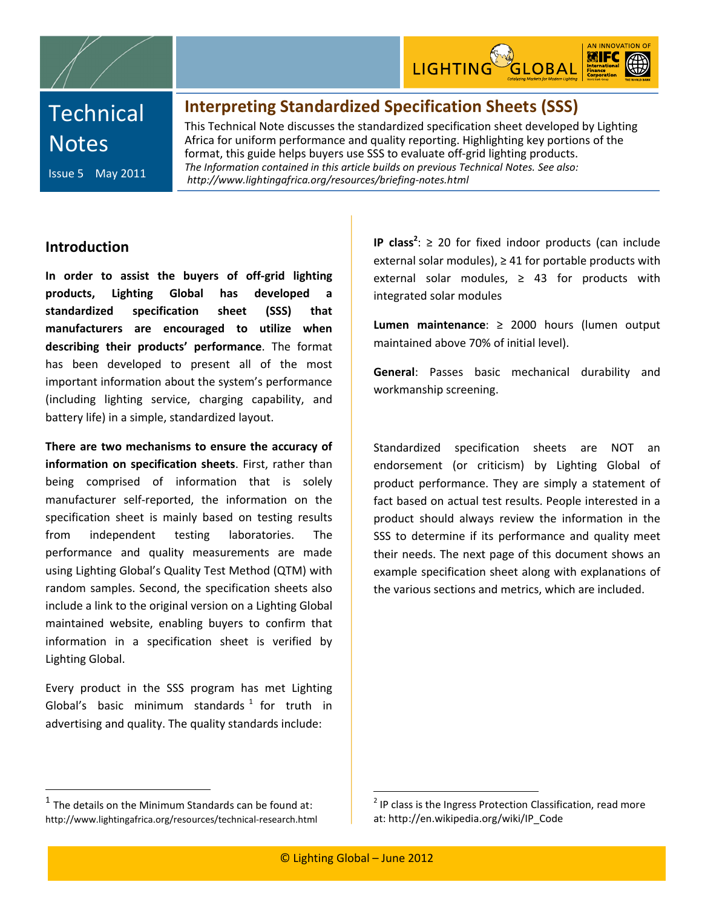# Technical Notes

Issue 5 May 2011

## Interpreting Standardized Specification Sheets (SSS)

This Technical Note discusses the standardized specification sheet developed by Lighting Africa for uniform performance and quality reporting. Highlighting key portions of the format, this guide helps buyers use SSS to evaluate off-grid lighting products.

*The Information contained in this article builds on previous Technical Notes. See also: http://www.lightingafrica.org/resources/briefing-notes.html*

## Introduction

**In order to assist the buyers of off-grid lighting products, Lighting Global has developed a standardized specification sheet (SSS) that manufacturers are encouraged to utilize when describing their products' performance**. The format has been developed to present all of the most important information about the system's performance (including lighting service, charging capability, and battery life) in a simple, standardized layout.

**There are two mechanisms to ensure the accuracy of information on specification sheets**. First, rather than being comprised of information that is solely manufacturer self-reported, the information on the specification sheet is mainly based on testing results from independent testing laboratories. The performance and quality measurements are made using Lighting Global's Quality Test Method (QTM) with random samples. Second, the specification sheets also include a link to the original version on a Lighting Global maintained website, enabling buyers to confirm that information in a specification sheet is verified by Lighting Global.

Every product in the SSS program has met Lighting Global's basic minimum standards [1] for truth in advertising and quality. The quality standards include:

**IP class[2]**: ≥ 20 for fixed indoor products (can include external solar modules), ≥ 41 for portable products with external solar modules, ≥ 43 for products with integrated solar modules

**Lumen maintenance**: ≥ 2000 hours (lumen output maintained above 70% of initial level).

**General**: Passes basic mechanical durability and workmanship screening.

Standardized specification sheets are NOT an endorsement (or criticism) by Lighting Global of product performance. They are simply a statement of fact based on actual test results. People interested in a product should always review the information in the SSS to determine if its performance and quality meet their needs. The next page of this document shows an example specification sheet along with explanations of the various sections and metrics, which are included.

---

[1] The details on the Minimum Standards can be found at: http://www.lightingafrica.org/resources/technical-research.html

[2] IP class is the Ingress Protection Classification, read more at: http://en.wikipedia.org/wiki/IP_Code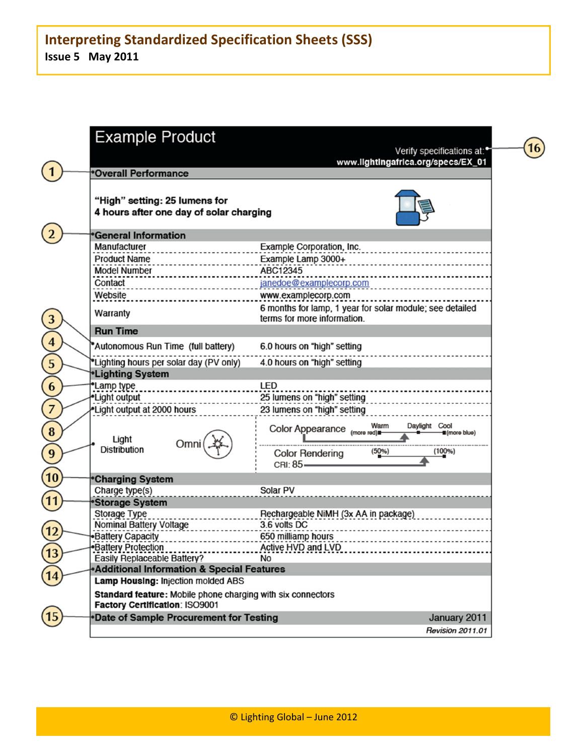# Example Product

Verify specifications at: www.lightingafrica.org/specs/EX_01 (16)

**(1) Overall Performance**

**"High" setting: 25 lumens for 4 hours after one day of solar charging**

**(2) General Information**

| | |
|---|---|
| Manufacturer | Example Corporation, Inc. |
| Product Name | Example Lamp 3000+ |
| Model Number | ABC12345 |
| Contact | janedoe@examplecorp.com |
| Website | www.examplecorp.com |
| Warranty | 6 months for lamp, 1 year for solar module; see detailed terms for more information. |

**Run Time**

| | |
|---|---|
| (3) Autonomous Run Time (full battery) | 6.0 hours on "high" setting |
| (4) Lighting hours per solar day (PV only) | 4.0 hours on "high" setting |

**(5) Lighting System**

| | |
|---|---|
| (6) Lamp type | LED |
| (7) Light output | 25 lumens on "high" setting |
| (8) Light output at 2000 hours | 23 lumens on "high" setting |
| (9) Light Distribution: Omni | Color Appearance: Warm (more red) – Daylight – Cool (more blue); Color Rendering CRI: 85 (50%) – (100%) |

**(10) Charging System**

| | |
|---|---|
| Charge type(s) | Solar PV |

**(11) Storage System**

| | |
|---|---|
| Storage Type | Rechargeable NiMH (3x AA in package) |
| Nominal Battery Voltage | 3.6 volts DC |
| (12) Battery Capacity | 650 milliamp hours |
| (13) Battery Protection | Active HVD and LVD |
| Easily Replaceable Battery? | No |

**(14) Additional Information & Special Features**

**Lamp Housing:** Injection molded ABS

**Standard feature:** Mobile phone charging with six connectors

**Factory Certification**: ISO9001

**(15) Date of Sample Procurement for Testing** January 2011

*Revision 2011.01*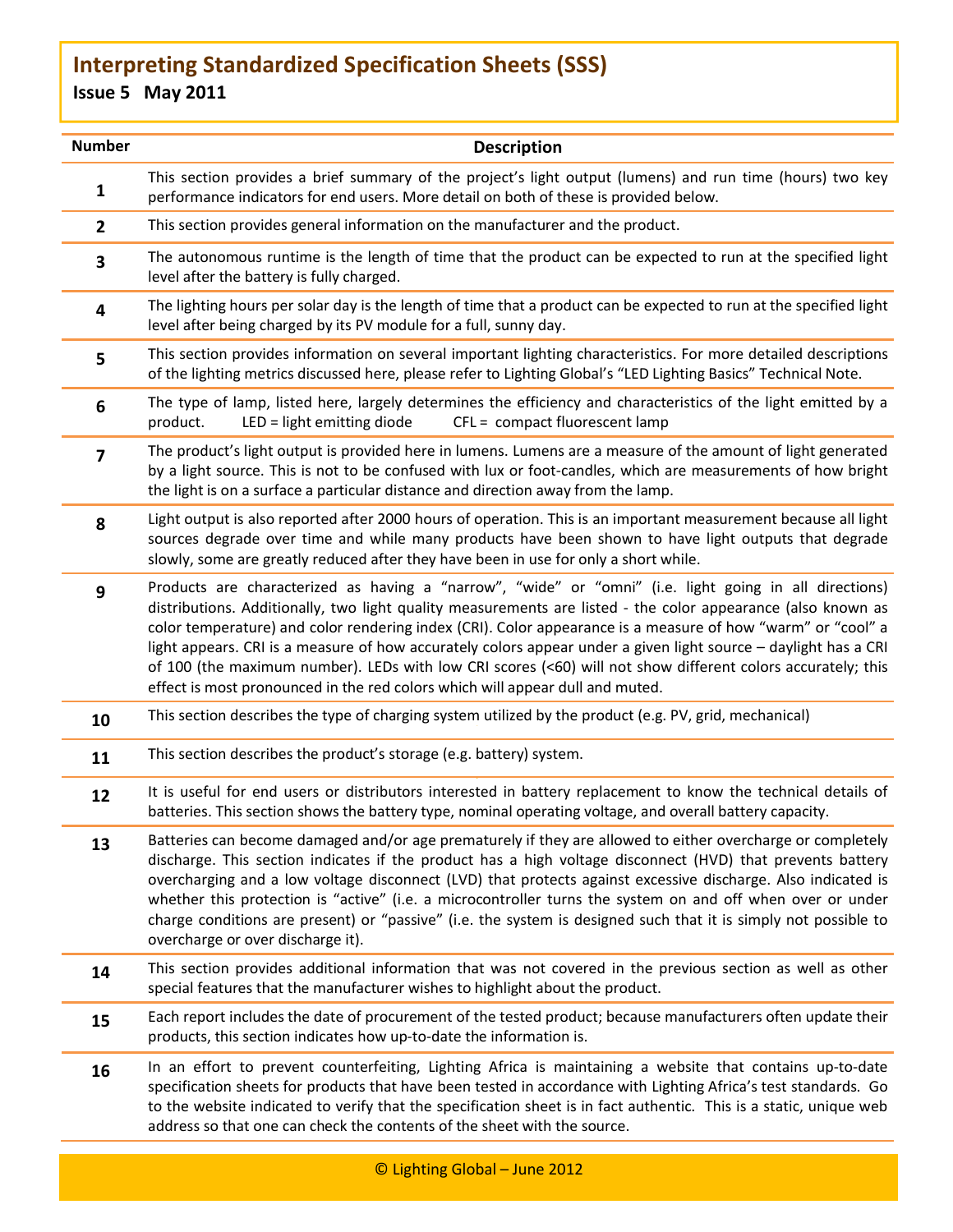# Interpreting Standardized Specification Sheets (SSS)

**Issue 5 May 2011**

| Number | Description |
|---|---|
| **1** | This section provides a brief summary of the project's light output (lumens) and run time (hours) two key performance indicators for end users. More detail on both of these is provided below. |
| **2** | This section provides general information on the manufacturer and the product. |
| **3** | The autonomous runtime is the length of time that the product can be expected to run at the specified light level after the battery is fully charged. |
| **4** | The lighting hours per solar day is the length of time that a product can be expected to run at the specified light level after being charged by its PV module for a full, sunny day. |
| **5** | This section provides information on several important lighting characteristics. For more detailed descriptions of the lighting metrics discussed here, please refer to Lighting Global's "LED Lighting Basics" Technical Note. |
| **6** | The type of lamp, listed here, largely determines the efficiency and characteristics of the light emitted by a product. LED = light emitting diode CFL = compact fluorescent lamp |
| **7** | The product's light output is provided here in lumens. Lumens are a measure of the amount of light generated by a light source. This is not to be confused with lux or foot-candles, which are measurements of how bright the light is on a surface a particular distance and direction away from the lamp. |
| **8** | Light output is also reported after 2000 hours of operation. This is an important measurement because all light sources degrade over time and while many products have been shown to have light outputs that degrade slowly, some are greatly reduced after they have been in use for only a short while. |
| **9** | Products are characterized as having a "narrow", "wide" or "omni" (i.e. light going in all directions) distributions. Additionally, two light quality measurements are listed - the color appearance (also known as color temperature) and color rendering index (CRI). Color appearance is a measure of how "warm" or "cool" a light appears. CRI is a measure of how accurately colors appear under a given light source – daylight has a CRI of 100 (the maximum number). LEDs with low CRI scores (<60) will not show different colors accurately; this effect is most pronounced in the red colors which will appear dull and muted. |
| **10** | This section describes the type of charging system utilized by the product (e.g. PV, grid, mechanical) |
| **11** | This section describes the product's storage (e.g. battery) system. |
| **12** | It is useful for end users or distributors interested in battery replacement to know the technical details of batteries. This section shows the battery type, nominal operating voltage, and overall battery capacity. |
| **13** | Batteries can become damaged and/or age prematurely if they are allowed to either overcharge or completely discharge. This section indicates if the product has a high voltage disconnect (HVD) that prevents battery overcharging and a low voltage disconnect (LVD) that protects against excessive discharge. Also indicated is whether this protection is "active" (i.e. a microcontroller turns the system on and off when over or under charge conditions are present) or "passive" (i.e. the system is designed such that it is simply not possible to overcharge or over discharge it). |
| **14** | This section provides additional information that was not covered in the previous section as well as other special features that the manufacturer wishes to highlight about the product. |
| **15** | Each report includes the date of procurement of the tested product; because manufacturers often update their products, this section indicates how up-to-date the information is. |
| **16** | In an effort to prevent counterfeiting, Lighting Africa is maintaining a website that contains up-to-date specification sheets for products that have been tested in accordance with Lighting Africa's test standards. Go to the website indicated to verify that the specification sheet is in fact authentic. This is a static, unique web address so that one can check the contents of the sheet with the source. |

© Lighting Global – June 2012